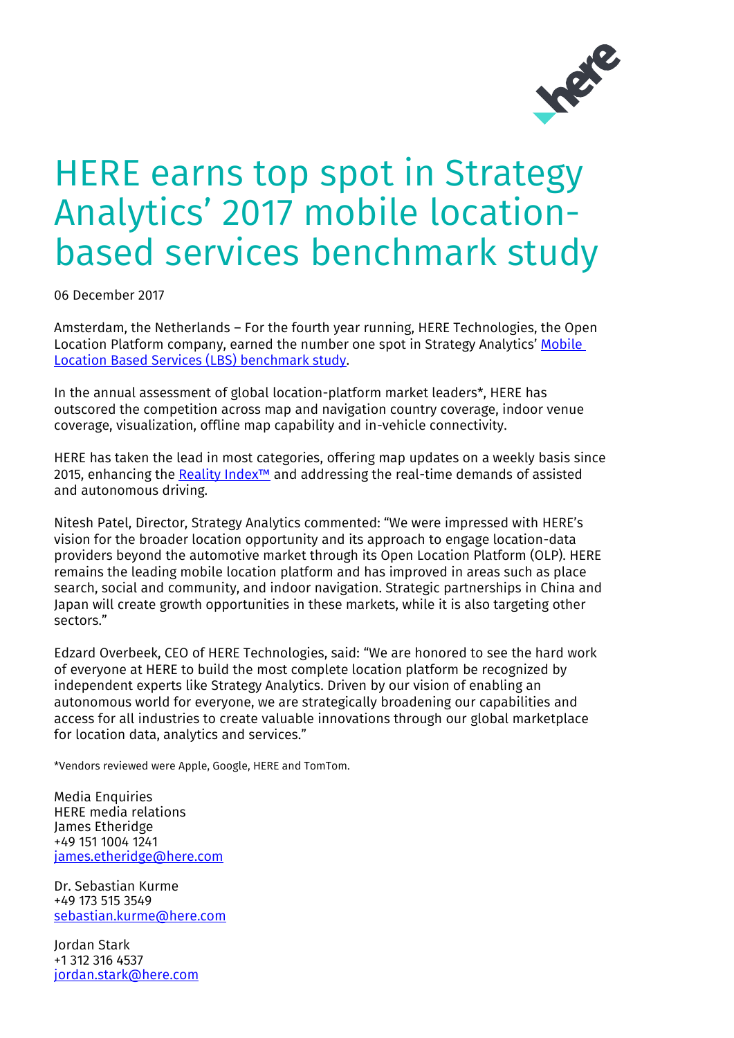# HERE earns top spot in Strategy Analytics' 2017 mobile location-based services benchmark study

06 December 2017

Amsterdam, the Netherlands – For the fourth year running, HERE Technologies, the Open Location Platform company, earned the number one spot in Strategy Analytics' Mobile Location Based Services (LBS) benchmark study.

In the annual assessment of global location-platform market leaders*, HERE has outscored the competition across map and navigation country coverage, indoor venue coverage, visualization, offline map capability and in-vehicle connectivity.

HERE has taken the lead in most categories, offering map updates on a weekly basis since 2015, enhancing the Reality Index™ and addressing the real-time demands of assisted and autonomous driving.

Nitesh Patel, Director, Strategy Analytics commented: "We were impressed with HERE's vision for the broader location opportunity and its approach to engage location-data providers beyond the automotive market through its Open Location Platform (OLP). HERE remains the leading mobile location platform and has improved in areas such as place search, social and community, and indoor navigation. Strategic partnerships in China and Japan will create growth opportunities in these markets, while it is also targeting other sectors."

Edzard Overbeek, CEO of HERE Technologies, said: "We are honored to see the hard work of everyone at HERE to build the most complete location platform be recognized by independent experts like Strategy Analytics. Driven by our vision of enabling an autonomous world for everyone, we are strategically broadening our capabilities and access for all industries to create valuable innovations through our global marketplace for location data, analytics and services."

*Vendors reviewed were Apple, Google, HERE and TomTom.

Media Enquiries
HERE media relations
James Etheridge
+49 151 1004 1241
james.etheridge@here.com

Dr. Sebastian Kurme
+49 173 515 3549
sebastian.kurme@here.com

Jordan Stark
+1 312 316 4537
jordan.stark@here.com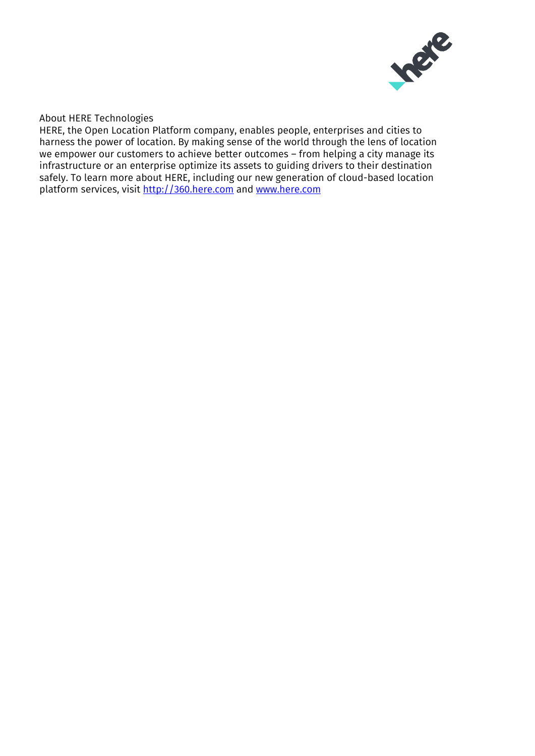About HERE Technologies

HERE, the Open Location Platform company, enables people, enterprises and cities to harness the power of location. By making sense of the world through the lens of location we empower our customers to achieve better outcomes – from helping a city manage its infrastructure or an enterprise optimize its assets to guiding drivers to their destination safely. To learn more about HERE, including our new generation of cloud-based location platform services, visit [http://360.here.com](http://360.here.com) and [www.here.com](http://www.here.com)